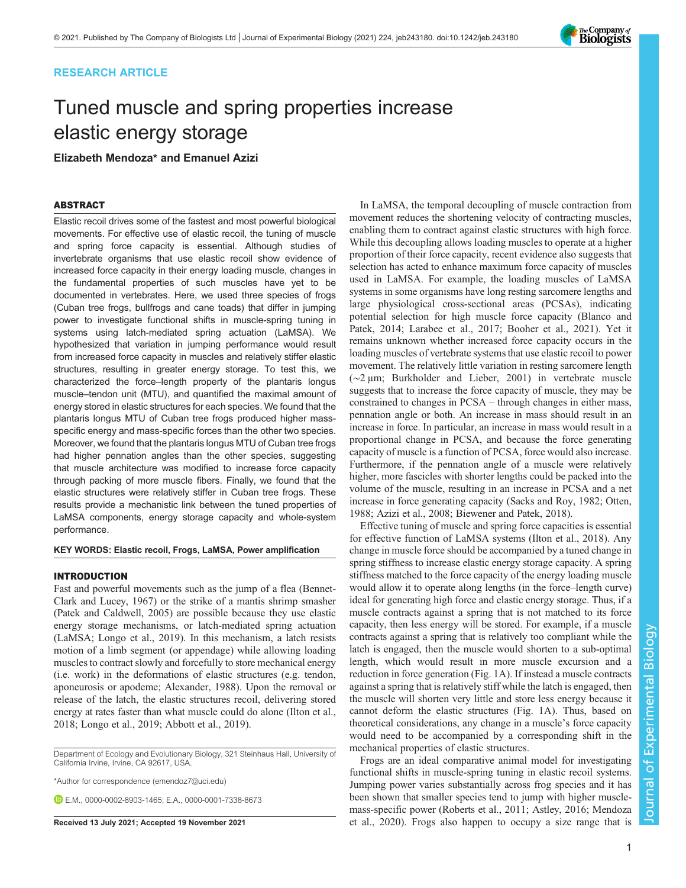RESEARCH ARTICLE

# Tuned muscle and spring properties increase elastic energy storage

**Elizabeth Mendoza* and Emanuel Azizi**

## ABSTRACT

Elastic recoil drives some of the fastest and most powerful biological movements. For effective use of elastic recoil, the tuning of muscle and spring force capacity is essential. Although studies of invertebrate organisms that use elastic recoil show evidence of increased force capacity in their energy loading muscle, changes in the fundamental properties of such muscles have yet to be documented in vertebrates. Here, we used three species of frogs (Cuban tree frogs, bullfrogs and cane toads) that differ in jumping power to investigate functional shifts in muscle-spring tuning in systems using latch-mediated spring actuation (LaMSA). We hypothesized that variation in jumping performance would result from increased force capacity in muscles and relatively stiffer elastic structures, resulting in greater energy storage. To test this, we characterized the force–length property of the plantaris longus muscle–tendon unit (MTU), and quantified the maximal amount of energy stored in elastic structures for each species. We found that the plantaris longus MTU of Cuban tree frogs produced higher mass-specific energy and mass-specific forces than the other two species. Moreover, we found that the plantaris longus MTU of Cuban tree frogs had higher pennation angles than the other species, suggesting that muscle architecture was modified to increase force capacity through packing of more muscle fibers. Finally, we found that the elastic structures were relatively stiffer in Cuban tree frogs. These results provide a mechanistic link between the tuned properties of LaMSA components, energy storage capacity and whole-system performance.

**KEY WORDS: Elastic recoil, Frogs, LaMSA, Power amplification**

## INTRODUCTION

Fast and powerful movements such as the jump of a flea (Bennet-Clark and Lucey, 1967) or the strike of a mantis shrimp smasher (Patek and Caldwell, 2005) are possible because they use elastic energy storage mechanisms, or latch-mediated spring actuation (LaMSA; Longo et al., 2019). In this mechanism, a latch resists motion of a limb segment (or appendage) while allowing loading muscles to contract slowly and forcefully to store mechanical energy (i.e. work) in the deformations of elastic structures (e.g. tendon, aponeurosis or apodeme; Alexander, 1988). Upon the removal or release of the latch, the elastic structures recoil, delivering stored energy at rates faster than what muscle could do alone (Ilton et al., 2018; Longo et al., 2019; Abbott et al., 2019).

In LaMSA, the temporal decoupling of muscle contraction from movement reduces the shortening velocity of contracting muscles, enabling them to contract against elastic structures with high force. While this decoupling allows loading muscles to operate at a higher proportion of their force capacity, recent evidence also suggests that selection has acted to enhance maximum force capacity of muscles used in LaMSA. For example, the loading muscles of LaMSA systems in some organisms have long resting sarcomere lengths and large physiological cross-sectional areas (PCSAs), indicating potential selection for high muscle force capacity (Blanco and Patek, 2014; Larabee et al., 2017; Booher et al., 2021). Yet it remains unknown whether increased force capacity occurs in the loading muscles of vertebrate systems that use elastic recoil to power movement. The relatively little variation in resting sarcomere length (~2 µm; Burkholder and Lieber, 2001) in vertebrate muscle suggests that to increase the force capacity of muscle, they may be constrained to changes in PCSA – through changes in either mass, pennation angle or both. An increase in mass should result in an increase in force. In particular, an increase in mass would result in a proportional change in PCSA, and because the force generating capacity of muscle is a function of PCSA, force would also increase. Furthermore, if the pennation angle of a muscle were relatively higher, more fascicles with shorter lengths could be packed into the volume of the muscle, resulting in an increase in PCSA and a net increase in force generating capacity (Sacks and Roy, 1982; Otten, 1988; Azizi et al., 2008; Biewener and Patek, 2018).

Effective tuning of muscle and spring force capacities is essential for effective function of LaMSA systems (Ilton et al., 2018). Any change in muscle force should be accompanied by a tuned change in spring stiffness to increase elastic energy storage capacity. A spring stiffness matched to the force capacity of the energy loading muscle would allow it to operate along lengths (in the force–length curve) ideal for generating high force and elastic energy storage. Thus, if a muscle contracts against a spring that is not matched to its force capacity, then less energy will be stored. For example, if a muscle contracts against a spring that is relatively too compliant while the latch is engaged, then the muscle would shorten to a sub-optimal length, which would result in more muscle excursion and a reduction in force generation (Fig. 1A). If instead a muscle contracts against a spring that is relatively stiff while the latch is engaged, then the muscle will shorten very little and store less energy because it cannot deform the elastic structures (Fig. 1A). Thus, based on theoretical considerations, any change in a muscle's force capacity would need to be accompanied by a corresponding shift in the mechanical properties of elastic structures.

Frogs are an ideal comparative animal model for investigating functional shifts in muscle-spring tuning in elastic recoil systems. Jumping power varies substantially across frog species and it has been shown that smaller species tend to jump with higher muscle-mass-specific power (Roberts et al., 2011; Astley, 2016; Mendoza et al., 2020). Frogs also happen to occupy a size range that is

Department of Ecology and Evolutionary Biology, 321 Steinhaus Hall, University of California Irvine, Irvine, CA 92617, USA.

*Author for correspondence (emendoz7@uci.edu)

E.M., 0000-0002-8903-1465; E.A., 0000-0001-7338-8673

**Received 13 July 2021; Accepted 19 November 2021**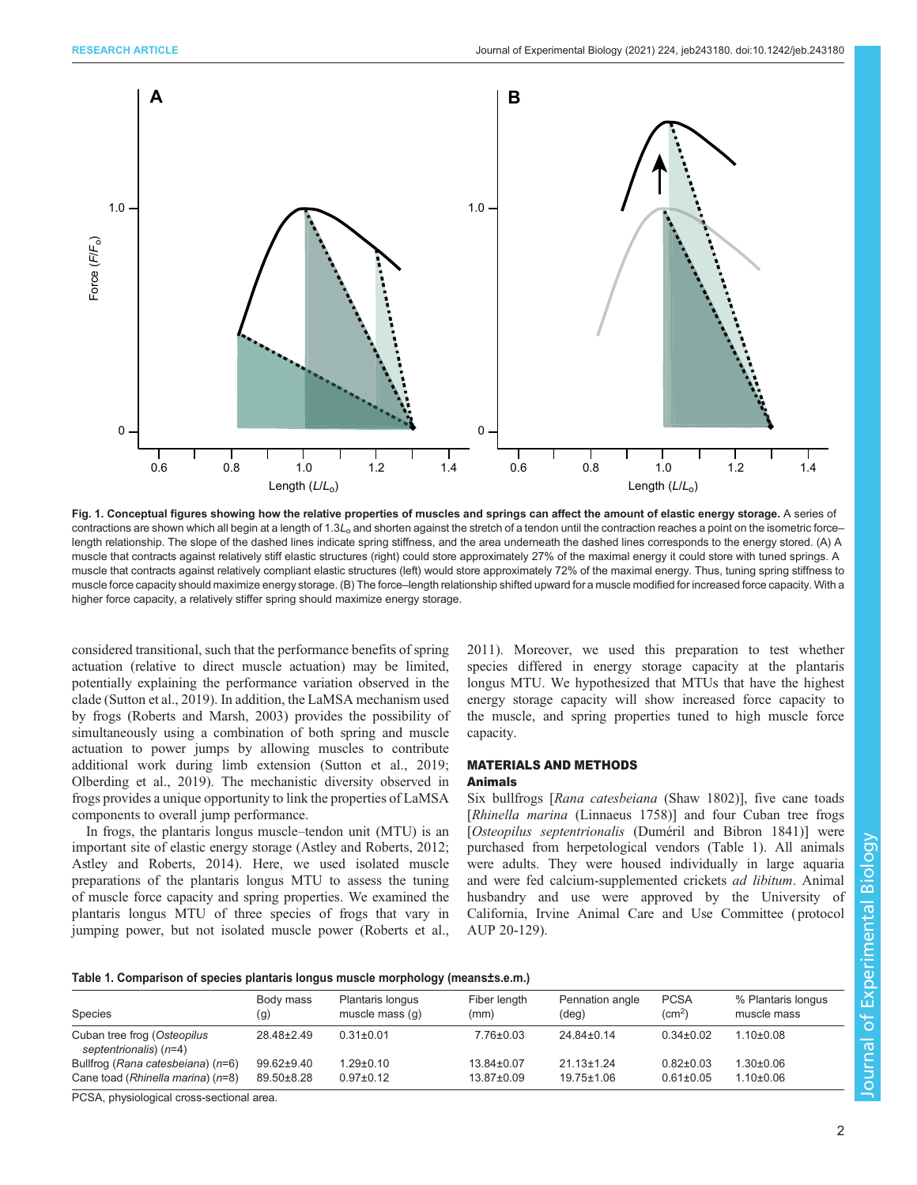Fig. 1. Conceptual figures showing how the relative properties of muscles and springs can affect the amount of elastic energy storage. A series of contractions are shown which all begin at a length of 1.3$L_o$ and shorten against the stretch of a tendon until the contraction reaches a point on the isometric force–length relationship. The slope of the dashed lines indicate spring stiffness, and the area underneath the dashed lines corresponds to the energy stored. (A) A muscle that contracts against relatively stiff elastic structures (right) could store approximately 27% of the maximal energy it could store with tuned springs. A muscle that contracts against relatively compliant elastic structures (left) would store approximately 72% of the maximal energy. Thus, tuning spring stiffness to muscle force capacity should maximize energy storage. (B) The force–length relationship shifted upward for a muscle modified for increased force capacity. With a higher force capacity, a relatively stiffer spring should maximize energy storage.

considered transitional, such that the performance benefits of spring actuation (relative to direct muscle actuation) may be limited, potentially explaining the performance variation observed in the clade (Sutton et al., 2019). In addition, the LaMSA mechanism used by frogs (Roberts and Marsh, 2003) provides the possibility of simultaneously using a combination of both spring and muscle actuation to power jumps by allowing muscles to contribute additional work during limb extension (Sutton et al., 2019; Olberding et al., 2019). The mechanistic diversity observed in frogs provides a unique opportunity to link the properties of LaMSA components to overall jump performance.

In frogs, the plantaris longus muscle–tendon unit (MTU) is an important site of elastic energy storage (Astley and Roberts, 2012; Astley and Roberts, 2014). Here, we used isolated muscle preparations of the plantaris longus MTU to assess the tuning of muscle force capacity and spring properties. We examined the plantaris longus MTU of three species of frogs that vary in jumping power, but not isolated muscle power (Roberts et al., 2011). Moreover, we used this preparation to test whether species differed in energy storage capacity at the plantaris longus MTU. We hypothesized that MTUs that have the highest energy storage capacity will show increased force capacity to the muscle, and spring properties tuned to high muscle force capacity.

## MATERIALS AND METHODS

### Animals

Six bullfrogs [*Rana catesbeiana* (Shaw 1802)], five cane toads [*Rhinella marina* (Linnaeus 1758)] and four Cuban tree frogs [*Osteopilus septentrionalis* (Duméril and Bibron 1841)] were purchased from herpetological vendors (Table 1). All animals were adults. They were housed individually in large aquaria and were fed calcium-supplemented crickets *ad libitum*. Animal husbandry and use were approved by the University of California, Irvine Animal Care and Use Committee (protocol AUP 20-129).

**Table 1. Comparison of species plantaris longus muscle morphology (means±s.e.m.)**

| Species | Body mass (g) | Plantaris longus muscle mass (g) | Fiber length (mm) | Pennation angle (deg) | PCSA (cm$^2$) | % Plantaris longus muscle mass |
|---|---|---|---|---|---|---|
| Cuban tree frog (*Osteopilus septentrionalis*) (*n*=4) | 28.48±2.49 | 0.31±0.01 | 7.76±0.03 | 24.84±0.14 | 0.34±0.02 | 1.10±0.08 |
| Bullfrog (*Rana catesbeiana*) (*n*=6) | 99.62±9.40 | 1.29±0.10 | 13.84±0.07 | 21.13±1.24 | 0.82±0.03 | 1.30±0.06 |
| Cane toad (*Rhinella marina*) (*n*=8) | 89.50±8.28 | 0.97±0.12 | 13.87±0.09 | 19.75±1.06 | 0.61±0.05 | 1.10±0.06 |

PCSA, physiological cross-sectional area.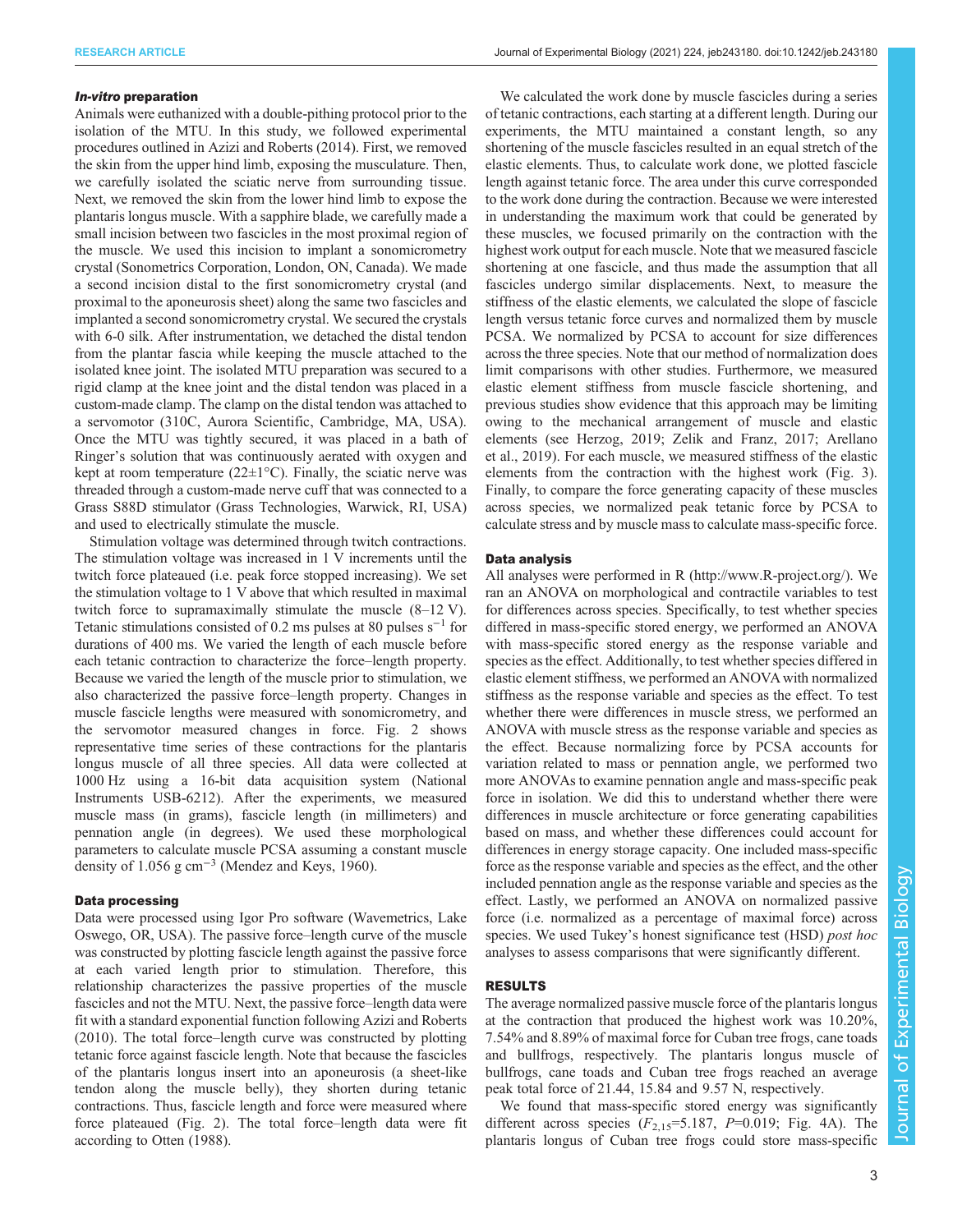### *In-vitro* preparation

Animals were euthanized with a double-pithing protocol prior to the isolation of the MTU. In this study, we followed experimental procedures outlined in Azizi and Roberts (2014). First, we removed the skin from the upper hind limb, exposing the musculature. Then, we carefully isolated the sciatic nerve from surrounding tissue. Next, we removed the skin from the lower hind limb to expose the plantaris longus muscle. With a sapphire blade, we carefully made a small incision between two fascicles in the most proximal region of the muscle. We used this incision to implant a sonomicrometry crystal (Sonometrics Corporation, London, ON, Canada). We made a second incision distal to the first sonomicrometry crystal (and proximal to the aponeurosis sheet) along the same two fascicles and implanted a second sonomicrometry crystal. We secured the crystals with 6-0 silk. After instrumentation, we detached the distal tendon from the plantar fascia while keeping the muscle attached to the isolated knee joint. The isolated MTU preparation was secured to a rigid clamp at the knee joint and the distal tendon was placed in a custom-made clamp. The clamp on the distal tendon was attached to a servomotor (310C, Aurora Scientific, Cambridge, MA, USA). Once the MTU was tightly secured, it was placed in a bath of Ringer's solution that was continuously aerated with oxygen and kept at room temperature (22±1°C). Finally, the sciatic nerve was threaded through a custom-made nerve cuff that was connected to a Grass S88D stimulator (Grass Technologies, Warwick, RI, USA) and used to electrically stimulate the muscle.

Stimulation voltage was determined through twitch contractions. The stimulation voltage was increased in 1 V increments until the twitch force plateaued (i.e. peak force stopped increasing). We set the stimulation voltage to 1 V above that which resulted in maximal twitch force to supramaximally stimulate the muscle (8–12 V). Tetanic stimulations consisted of 0.2 ms pulses at 80 pulses $s^{-1}$ for durations of 400 ms. We varied the length of each muscle before each tetanic contraction to characterize the force–length property. Because we varied the length of the muscle prior to stimulation, we also characterized the passive force–length property. Changes in muscle fascicle lengths were measured with sonomicrometry, and the servomotor measured changes in force. Fig. 2 shows representative time series of these contractions for the plantaris longus muscle of all three species. All data were collected at 1000 Hz using a 16-bit data acquisition system (National Instruments USB-6212). After the experiments, we measured muscle mass (in grams), fascicle length (in millimeters) and pennation angle (in degrees). We used these morphological parameters to calculate muscle PCSA assuming a constant muscle density of 1.056 g $cm^{-3}$ (Mendez and Keys, 1960).

### Data processing

Data were processed using Igor Pro software (Wavemetrics, Lake Oswego, OR, USA). The passive force–length curve of the muscle was constructed by plotting fascicle length against the passive force at each varied length prior to stimulation. Therefore, this relationship characterizes the passive properties of the muscle fascicles and not the MTU. Next, the passive force–length data were fit with a standard exponential function following Azizi and Roberts (2010). The total force–length curve was constructed by plotting tetanic force against fascicle length. Note that because the fascicles of the plantaris longus insert into an aponeurosis (a sheet-like tendon along the muscle belly), they shorten during tetanic contractions. Thus, fascicle length and force were measured where force plateaued (Fig. 2). The total force–length data were fit according to Otten (1988).

We calculated the work done by muscle fascicles during a series of tetanic contractions, each starting at a different length. During our experiments, the MTU maintained a constant length, so any shortening of the muscle fascicles resulted in an equal stretch of the elastic elements. Thus, to calculate work done, we plotted fascicle length against tetanic force. The area under this curve corresponded to the work done during the contraction. Because we were interested in understanding the maximum work that could be generated by these muscles, we focused primarily on the contraction with the highest work output for each muscle. Note that we measured fascicle shortening at one fascicle, and thus made the assumption that all fascicles undergo similar displacements. Next, to measure the stiffness of the elastic elements, we calculated the slope of fascicle length versus tetanic force curves and normalized them by muscle PCSA. We normalized by PCSA to account for size differences across the three species. Note that our method of normalization does limit comparisons with other studies. Furthermore, we measured elastic element stiffness from muscle fascicle shortening, and previous studies show evidence that this approach may be limiting owing to the mechanical arrangement of muscle and elastic elements (see Herzog, 2019; Zelik and Franz, 2017; Arellano et al., 2019). For each muscle, we measured stiffness of the elastic elements from the contraction with the highest work (Fig. 3). Finally, to compare the force generating capacity of these muscles across species, we normalized peak tetanic force by PCSA to calculate stress and by muscle mass to calculate mass-specific force.

### Data analysis

All analyses were performed in R (http://www.R-project.org/). We ran an ANOVA on morphological and contractile variables to test for differences across species. Specifically, to test whether species differed in mass-specific stored energy, we performed an ANOVA with mass-specific stored energy as the response variable and species as the effect. Additionally, to test whether species differed in elastic element stiffness, we performed an ANOVA with normalized stiffness as the response variable and species as the effect. To test whether there were differences in muscle stress, we performed an ANOVA with muscle stress as the response variable and species as the effect. Because normalizing force by PCSA accounts for variation related to mass or pennation angle, we performed two more ANOVAs to examine pennation angle and mass-specific peak force in isolation. We did this to understand whether there were differences in muscle architecture or force generating capabilities based on mass, and whether these differences could account for differences in energy storage capacity. One included mass-specific force as the response variable and species as the effect, and the other included pennation angle as the response variable and species as the effect. Lastly, we performed an ANOVA on normalized passive force (i.e. normalized as a percentage of maximal force) across species. We used Tukey's honest significance test (HSD) *post hoc* analyses to assess comparisons that were significantly different.

## RESULTS

The average normalized passive muscle force of the plantaris longus at the contraction that produced the highest work was 10.20%, 7.54% and 8.89% of maximal force for Cuban tree frogs, cane toads and bullfrogs, respectively. The plantaris longus muscle of bullfrogs, cane toads and Cuban tree frogs reached an average peak total force of 21.44, 15.84 and 9.57 N, respectively.

We found that mass-specific stored energy was significantly different across species ($F_{2,15}$=5.187, $P$=0.019; Fig. 4A). The plantaris longus of Cuban tree frogs could store mass-specific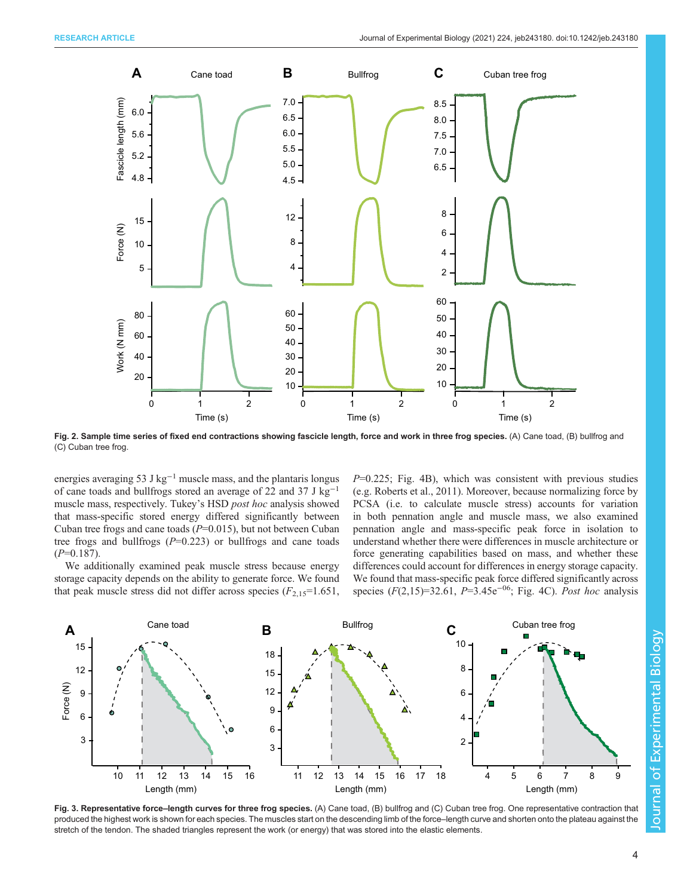Fig. 2. Sample time series of fixed end contractions showing fascicle length, force and work in three frog species. (A) Cane toad, (B) bullfrog and (C) Cuban tree frog.

energies averaging 53 J kg$^{-1}$ muscle mass, and the plantaris longus of cane toads and bullfrogs stored an average of 22 and 37 J kg$^{-1}$ muscle mass, respectively. Tukey's HSD *post hoc* analysis showed that mass-specific stored energy differed significantly between Cuban tree frogs and cane toads ($P$=0.015), but not between Cuban tree frogs and bullfrogs ($P$=0.223) or bullfrogs and cane toads ($P$=0.187).

We additionally examined peak muscle stress because energy storage capacity depends on the ability to generate force. We found that peak muscle stress did not differ across species ($F_{2,15}$=1.651, $P$=0.225; Fig. 4B), which was consistent with previous studies (e.g. Roberts et al., 2011). Moreover, because normalizing force by PCSA (i.e. to calculate muscle stress) accounts for variation in both pennation angle and muscle mass, we also examined pennation angle and mass-specific peak force in isolation to understand whether there were differences in muscle architecture or force generating capabilities based on mass, and whether these differences could account for differences in energy storage capacity. We found that mass-specific peak force differed significantly across species ($F$(2,15)=32.61, $P$=3.45e$^{-06}$; Fig. 4C). *Post hoc* analysis

Fig. 3. Representative force–length curves for three frog species. (A) Cane toad, (B) bullfrog and (C) Cuban tree frog. One representative contraction that produced the highest work is shown for each species. The muscles start on the descending limb of the force–length curve and shorten onto the plateau against the stretch of the tendon. The shaded triangles represent the work (or energy) that was stored into the elastic elements.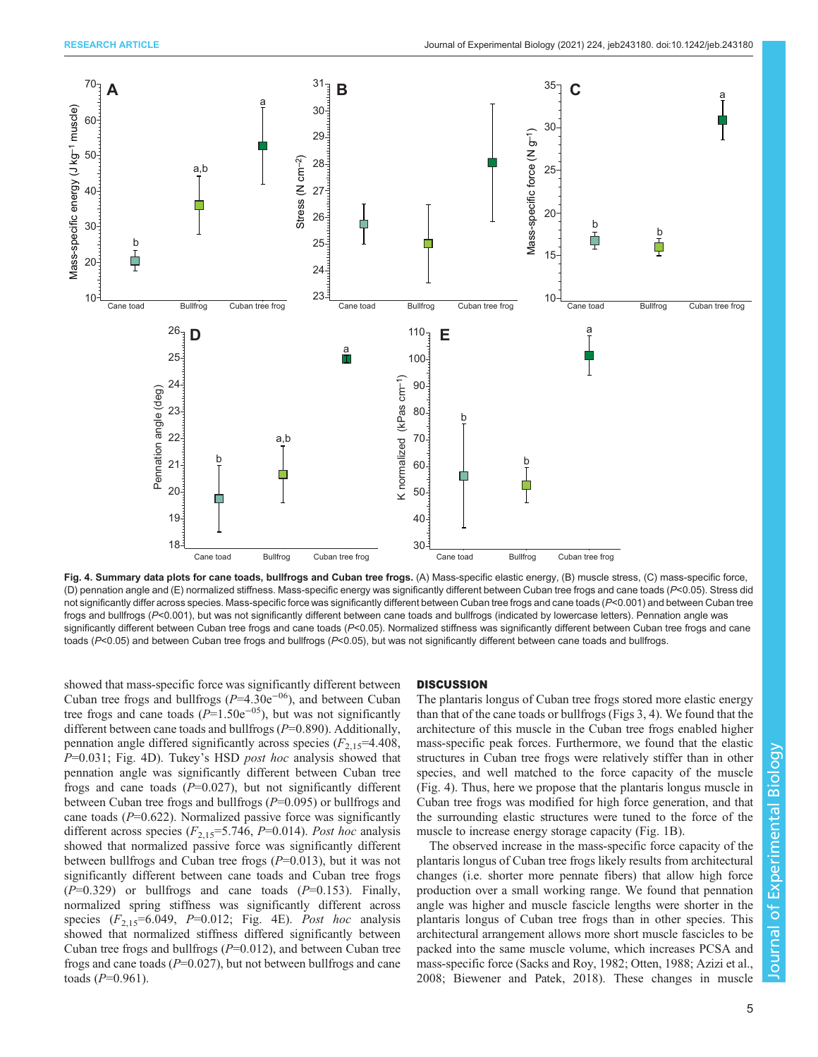**Fig. 4. Summary data plots for cane toads, bullfrogs and Cuban tree frogs.** (A) Mass-specific elastic energy, (B) muscle stress, (C) mass-specific force, (D) pennation angle and (E) normalized stiffness. Mass-specific energy was significantly different between Cuban tree frogs and cane toads ($P$<0.05). Stress did not significantly differ across species. Mass-specific force was significantly different between Cuban tree frogs and cane toads ($P$<0.001) and between Cuban tree frogs and bullfrogs ($P$<0.001), but was not significantly different between cane toads and bullfrogs (indicated by lowercase letters). Pennation angle was significantly different between Cuban tree frogs and cane toads ($P$<0.05). Normalized stiffness was significantly different between Cuban tree frogs and cane toads ($P$<0.05) and between Cuban tree frogs and bullfrogs ($P$<0.05), but was not significantly different between cane toads and bullfrogs.

showed that mass-specific force was significantly different between Cuban tree frogs and bullfrogs ($P$=4.30e$^{-06}$), and between Cuban tree frogs and cane toads ($P$=1.50e$^{-05}$), but was not significantly different between cane toads and bullfrogs ($P$=0.890). Additionally, pennation angle differed significantly across species ($F_{2,15}$=4.408, $P$=0.031; Fig. 4D). Tukey's HSD *post hoc* analysis showed that pennation angle was significantly different between Cuban tree frogs and cane toads ($P$=0.027), but not significantly different between Cuban tree frogs and bullfrogs ($P$=0.095) or bullfrogs and cane toads ($P$=0.622). Normalized passive force was significantly different across species ($F_{2,15}$=5.746, $P$=0.014). *Post hoc* analysis showed that normalized passive force was significantly different between bullfrogs and Cuban tree frogs ($P$=0.013), but it was not significantly different between cane toads and Cuban tree frogs ($P$=0.329) or bullfrogs and cane toads ($P$=0.153). Finally, normalized spring stiffness was significantly different across species ($F_{2,15}$=6.049, $P$=0.012; Fig. 4E). *Post hoc* analysis showed that normalized stiffness differed significantly between Cuban tree frogs and bullfrogs ($P$=0.012), and between Cuban tree frogs and cane toads ($P$=0.027), but not between bullfrogs and cane toads ($P$=0.961).

## DISCUSSION

The plantaris longus of Cuban tree frogs stored more elastic energy than that of the cane toads or bullfrogs (Figs 3, 4). We found that the architecture of this muscle in the Cuban tree frogs enabled higher mass-specific peak forces. Furthermore, we found that the elastic structures in Cuban tree frogs were relatively stiffer than in other species, and well matched to the force capacity of the muscle (Fig. 4). Thus, here we propose that the plantaris longus muscle in Cuban tree frogs was modified for high force generation, and that the surrounding elastic structures were tuned to the force of the muscle to increase energy storage capacity (Fig. 1B).

The observed increase in the mass-specific force capacity of the plantaris longus of Cuban tree frogs likely results from architectural changes (i.e. shorter more pennate fibers) that allow high force production over a small working range. We found that pennation angle was higher and muscle fascicle lengths were shorter in the plantaris longus of Cuban tree frogs than in other species. This architectural arrangement allows more short muscle fascicles to be packed into the same muscle volume, which increases PCSA and mass-specific force (Sacks and Roy, 1982; Otten, 1988; Azizi et al., 2008; Biewener and Patek, 2018). These changes in muscle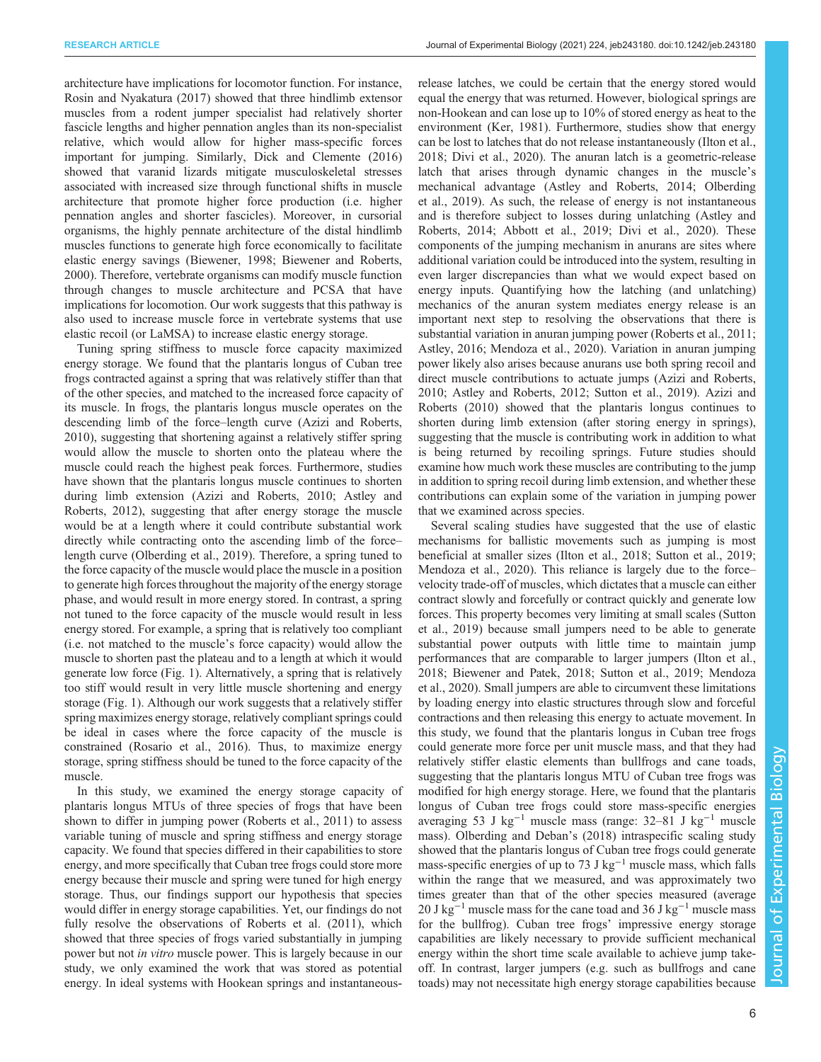architecture have implications for locomotor function. For instance, Rosin and Nyakatura (2017) showed that three hindlimb extensor muscles from a rodent jumper specialist had relatively shorter fascicle lengths and higher pennation angles than its non-specialist relative, which would allow for higher mass-specific forces important for jumping. Similarly, Dick and Clemente (2016) showed that varanid lizards mitigate musculoskeletal stresses associated with increased size through functional shifts in muscle architecture that promote higher force production (i.e. higher pennation angles and shorter fascicles). Moreover, in cursorial organisms, the highly pennate architecture of the distal hindlimb muscles functions to generate high force economically to facilitate elastic energy savings (Biewener, 1998; Biewener and Roberts, 2000). Therefore, vertebrate organisms can modify muscle function through changes to muscle architecture and PCSA that have implications for locomotion. Our work suggests that this pathway is also used to increase muscle force in vertebrate systems that use elastic recoil (or LaMSA) to increase elastic energy storage.

Tuning spring stiffness to muscle force capacity maximized energy storage. We found that the plantaris longus of Cuban tree frogs contracted against a spring that was relatively stiffer than that of the other species, and matched to the increased force capacity of its muscle. In frogs, the plantaris longus muscle operates on the descending limb of the force–length curve (Azizi and Roberts, 2010), suggesting that shortening against a relatively stiffer spring would allow the muscle to shorten onto the plateau where the muscle could reach the highest peak forces. Furthermore, studies have shown that the plantaris longus muscle continues to shorten during limb extension (Azizi and Roberts, 2010; Astley and Roberts, 2012), suggesting that after energy storage the muscle would be at a length where it could contribute substantial work directly while contracting onto the ascending limb of the force–length curve (Olberding et al., 2019). Therefore, a spring tuned to the force capacity of the muscle would place the muscle in a position to generate high forces throughout the majority of the energy storage phase, and would result in more energy stored. In contrast, a spring not tuned to the force capacity of the muscle would result in less energy stored. For example, a spring that is relatively too compliant (i.e. not matched to the muscle's force capacity) would allow the muscle to shorten past the plateau and to a length at which it would generate low force (Fig. 1). Alternatively, a spring that is relatively too stiff would result in very little muscle shortening and energy storage (Fig. 1). Although our work suggests that a relatively stiffer spring maximizes energy storage, relatively compliant springs could be ideal in cases where the force capacity of the muscle is constrained (Rosario et al., 2016). Thus, to maximize energy storage, spring stiffness should be tuned to the force capacity of the muscle.

In this study, we examined the energy storage capacity of plantaris longus MTUs of three species of frogs that have been shown to differ in jumping power (Roberts et al., 2011) to assess variable tuning of muscle and spring stiffness and energy storage capacity. We found that species differed in their capabilities to store energy, and more specifically that Cuban tree frogs could store more energy because their muscle and spring were tuned for high energy storage. Thus, our findings support our hypothesis that species would differ in energy storage capabilities. Yet, our findings do not fully resolve the observations of Roberts et al. (2011), which showed that three species of frogs varied substantially in jumping power but not *in vitro* muscle power. This is largely because in our study, we only examined the work that was stored as potential energy. In ideal systems with Hookean springs and instantaneous-release latches, we could be certain that the energy stored would equal the energy that was returned. However, biological springs are non-Hookean and can lose up to 10% of stored energy as heat to the environment (Ker, 1981). Furthermore, studies show that energy can be lost to latches that do not release instantaneously (Ilton et al., 2018; Divi et al., 2020). The anuran latch is a geometric-release latch that arises through dynamic changes in the muscle's mechanical advantage (Astley and Roberts, 2014; Olberding et al., 2019). As such, the release of energy is not instantaneous and is therefore subject to losses during unlatching (Astley and Roberts, 2014; Abbott et al., 2019; Divi et al., 2020). These components of the jumping mechanism in anurans are sites where additional variation could be introduced into the system, resulting in even larger discrepancies than what we would expect based on energy inputs. Quantifying how the latching (and unlatching) mechanics of the anuran system mediates energy release is an important next step to resolving the observations that there is substantial variation in anuran jumping power (Roberts et al., 2011; Astley, 2016; Mendoza et al., 2020). Variation in anuran jumping power likely also arises because anurans use both spring recoil and direct muscle contributions to actuate jumps (Azizi and Roberts, 2010; Astley and Roberts, 2012; Sutton et al., 2019). Azizi and Roberts (2010) showed that the plantaris longus continues to shorten during limb extension (after storing energy in springs), suggesting that the muscle is contributing work in addition to what is being returned by recoiling springs. Future studies should examine how much work these muscles are contributing to the jump in addition to spring recoil during limb extension, and whether these contributions can explain some of the variation in jumping power that we examined across species.

Several scaling studies have suggested that the use of elastic mechanisms for ballistic movements such as jumping is most beneficial at smaller sizes (Ilton et al., 2018; Sutton et al., 2019; Mendoza et al., 2020). This reliance is largely due to the force–velocity trade-off of muscles, which dictates that a muscle can either contract slowly and forcefully or contract quickly and generate low forces. This property becomes very limiting at small scales (Sutton et al., 2019) because small jumpers need to be able to generate substantial power outputs with little time to maintain jump performances that are comparable to larger jumpers (Ilton et al., 2018; Biewener and Patek, 2018; Sutton et al., 2019; Mendoza et al., 2020). Small jumpers are able to circumvent these limitations by loading energy into elastic structures through slow and forceful contractions and then releasing this energy to actuate movement. In this study, we found that the plantaris longus in Cuban tree frogs could generate more force per unit muscle mass, and that they had relatively stiffer elastic elements than bullfrogs and cane toads, suggesting that the plantaris longus MTU of Cuban tree frogs was modified for high energy storage. Here, we found that the plantaris longus of Cuban tree frogs could store mass-specific energies averaging 53 J $kg^{-1}$ muscle mass (range: 32–81 J $kg^{-1}$ muscle mass). Olberding and Deban's (2018) intraspecific scaling study showed that the plantaris longus of Cuban tree frogs could generate mass-specific energies of up to 73 J $kg^{-1}$ muscle mass, which falls within the range that we measured, and was approximately two times greater than that of the other species measured (average 20 J $kg^{-1}$ muscle mass for the cane toad and 36 J $kg^{-1}$ muscle mass for the bullfrog). Cuban tree frogs' impressive energy storage capabilities are likely necessary to provide sufficient mechanical energy within the short time scale available to achieve jump take-off. In contrast, larger jumpers (e.g. such as bullfrogs and cane toads) may not necessitate high energy storage capabilities because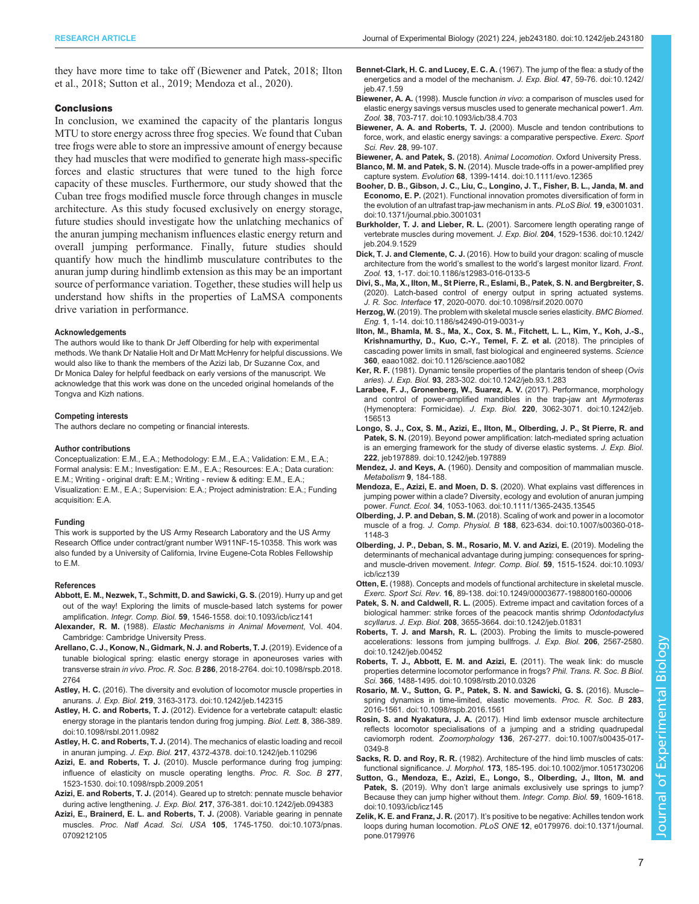they have more time to take off (Biewener and Patek, 2018; Ilton et al., 2018; Sutton et al., 2019; Mendoza et al., 2020).

## Conclusions

In conclusion, we examined the capacity of the plantaris longus MTU to store energy across three frog species. We found that Cuban tree frogs were able to store an impressive amount of energy because they had muscles that were modified to generate high mass-specific forces and elastic structures that were tuned to the high force capacity of these muscles. Furthermore, our study showed that the Cuban tree frogs modified muscle force through changes in muscle architecture. As this study focused exclusively on energy storage, future studies should investigate how the unlatching mechanics of the anuran jumping mechanism influences elastic energy return and overall jumping performance. Finally, future studies should quantify how much the hindlimb musculature contributes to the anuran jump during hindlimb extension as this may be an important source of performance variation. Together, these studies will help us understand how shifts in the properties of LaMSA components drive variation in performance.

#### Acknowledgements

The authors would like to thank Dr Jeff Olberding for help with experimental methods. We thank Dr Natalie Holt and Dr Matt McHenry for helpful discussions. We would also like to thank the members of the Azizi lab, Dr Suzanne Cox, and Dr Monica Daley for helpful feedback on early versions of the manuscript. We acknowledge that this work was done on the unceded original homelands of the Tongva and Kizh nations.

#### Competing interests

The authors declare no competing or financial interests.

#### Author contributions

Conceptualization: E.M., E.A.; Methodology: E.M., E.A.; Validation: E.M., E.A.; Formal analysis: E.M.; Investigation: E.M., E.A.; Resources: E.A.; Data curation: E.M.; Writing - original draft: E.M.; Writing - review & editing: E.M., E.A.; Visualization: E.M., E.A.; Supervision: E.A.; Project administration: E.A.; Funding acquisition: E.A.

#### Funding

This work is supported by the US Army Research Laboratory and the US Army Research Office under contract/grant number W911NF-15-10358. This work was also funded by a University of California, Irvine Eugene-Cota Robles Fellowship to E.M.

#### References

**Abbott, E. M., Nezwek, T., Schmitt, D. and Sawicki, G. S.** (2019). Hurry up and get out of the way! Exploring the limits of muscle-based latch systems for power amplification. *Integr. Comp. Biol.* **59**, 1546-1558. doi:10.1093/icb/icz141

**Alexander, R. M.** (1988). *Elastic Mechanisms in Animal Movement*, Vol. 404. Cambridge: Cambridge University Press.

**Arellano, C. J., Konow, N., Gidmark, N. J. and Roberts, T. J.** (2019). Evidence of a tunable biological spring: elastic energy storage in aponeuroses varies with transverse strain *in vivo*. *Proc. R. Soc. B* **286**, 2018-2764. doi:10.1098/rspb.2018.2764

**Astley, H. C.** (2016). The diversity and evolution of locomotor muscle properties in anurans. *J. Exp. Biol.* **219**, 3163-3173. doi:10.1242/jeb.142315

**Astley, H. C. and Roberts, T. J.** (2012). Evidence for a vertebrate catapult: elastic energy storage in the plantaris tendon during frog jumping. *Biol. Lett.* **8**, 386-389. doi:10.1098/rsbl.2011.0982

**Astley, H. C. and Roberts, T. J.** (2014). The mechanics of elastic loading and recoil in anuran jumping. *J. Exp. Biol.* **217**, 4372-4378. doi:10.1242/jeb.110296

**Azizi, E. and Roberts, T. J.** (2010). Muscle performance during frog jumping: influence of elasticity on muscle operating lengths. *Proc. R. Soc. B* **277**, 1523-1530. doi:10.1098/rspb.2009.2051

**Azizi, E. and Roberts, T. J.** (2014). Geared up to stretch: pennate muscle behavior during active lengthening. *J. Exp. Biol.* **217**, 376-381. doi:10.1242/jeb.094383

**Azizi, E., Brainerd, E. L. and Roberts, T. J.** (2008). Variable gearing in pennate muscles. *Proc. Natl Acad. Sci. USA* **105**, 1745-1750. doi:10.1073/pnas.0709212105

**Bennet-Clark, H. C. and Lucey, E. C. A.** (1967). The jump of the flea: a study of the energetics and a model of the mechanism. *J. Exp. Biol.* **47**, 59-76. doi:10.1242/jeb.47.1.59

**Biewener, A. A.** (1998). Muscle function *in vivo*: a comparison of muscles used for elastic energy savings versus muscles used to generate mechanical power1. *Am. Zool.* **38**, 703-717. doi:10.1093/icb/38.4.703

**Biewener, A. A. and Roberts, T. J.** (2000). Muscle and tendon contributions to force, work, and elastic energy savings: a comparative perspective. *Exerc. Sport Sci. Rev.* **28**, 99-107.

**Biewener, A. and Patek, S.** (2018). *Animal Locomotion*. Oxford University Press.

**Blanco, M. M. and Patek, S. N.** (2014). Muscle trade-offs in a power-amplified prey capture system. *Evolution* **68**, 1399-1414. doi:10.1111/evo.12365

**Booher, D. B., Gibson, J. C., Liu, C., Longino, J. T., Fisher, B. L., Janda, M. and Economo, E. P.** (2021). Functional innovation promotes diversification of form in the evolution of an ultrafast trap-jaw mechanism in ants. *PLoS Biol.* **19**, e3001031. doi:10.1371/journal.pbio.3001031

**Burkholder, T. J. and Lieber, R. L.** (2001). Sarcomere length operating range of vertebrate muscles during movement. *J. Exp. Biol.* **204**, 1529-1536. doi:10.1242/jeb.204.9.1529

**Dick, T. J. and Clemente, C. J.** (2016). How to build your dragon: scaling of muscle architecture from the world's smallest to the world's largest monitor lizard. *Front. Zool.* **13**, 1-17. doi:10.1186/s12983-016-0133-5

**Divi, S., Ma, X., Ilton, M., St Pierre, R., Eslami, B., Patek, S. N. and Bergbreiter, S.** (2020). Latch-based control of energy output in spring actuated systems. *J. R. Soc. Interface* **17**, 2020-0070. doi:10.1098/rsif.2020.0070

**Herzog, W.** (2019). The problem with skeletal muscle series elasticity. *BMC Biomed. Eng.* **1**, 1-14. doi:10.1186/s42490-019-0031-y

**Ilton, M., Bhamla, M. S., Ma, X., Cox, S. M., Fitchett, L. L., Kim, Y., Koh, J.-S., Krishnamurthy, D., Kuo, C.-Y., Temel, F. Z. et al.** (2018). The principles of cascading power limits in small, fast biological and engineered systems. *Science* **360**, eaao1082. doi:10.1126/science.aao1082

**Ker, R. F.** (1981). Dynamic tensile properties of the plantaris tendon of sheep (*Ovis aries*). *J. Exp. Biol.* **93**, 283-302. doi:10.1242/jeb.93.1.283

**Larabee, F. J., Gronenberg, W., Suarez, A. V.** (2017). Performance, morphology and control of power-amplified mandibles in the trap-jaw ant *Myrmoteras* (Hymenoptera: Formicidae). *J. Exp. Biol.* **220**, 3062-3071. doi:10.1242/jeb.156513

**Longo, S. J., Cox, S. M., Azizi, E., Ilton, M., Olberding, J. P., St Pierre, R. and Patek, S. N.** (2019). Beyond power amplification: latch-mediated spring actuation is an emerging framework for the study of diverse elastic systems. *J. Exp. Biol.* **222**, jeb197889. doi:10.1242/jeb.197889

**Mendez, J. and Keys, A.** (1960). Density and composition of mammalian muscle. *Metabolism* **9**, 184-188.

**Mendoza, E., Azizi, E. and Moen, D. S.** (2020). What explains vast differences in jumping power within a clade? Diversity, ecology and evolution of anuran jumping power. *Funct. Ecol.* **34**, 1053-1063. doi:10.1111/1365-2435.13545

**Olberding, J. P. and Deban, S. M.** (2018). Scaling of work and power in a locomotor muscle of a frog. *J. Comp. Physiol. B* **188**, 623-634. doi:10.1007/s00360-018-1148-3

**Olberding, J. P., Deban, S. M., Rosario, M. V. and Azizi, E.** (2019). Modeling the determinants of mechanical advantage during jumping: consequences for spring- and muscle-driven movement. *Integr. Comp. Biol.* **59**, 1515-1524. doi:10.1093/icb/icz139

**Otten, E.** (1988). Concepts and models of functional architecture in skeletal muscle. *Exerc. Sport Sci. Rev.* **16**, 89-138. doi:10.1249/00003677-198800160-00006

**Patek, S. N. and Caldwell, R. L.** (2005). Extreme impact and cavitation forces of a biological hammer: strike forces of the peacock mantis shrimp *Odontodactylus scyllarus*. *J. Exp. Biol.* **208**, 3655-3664. doi:10.1242/jeb.01831

**Roberts, T. J. and Marsh, R. L.** (2003). Probing the limits to muscle-powered accelerations: lessons from jumping bullfrogs. *J. Exp. Biol.* **206**, 2567-2580. doi:10.1242/jeb.00452

**Roberts, T. J., Abbott, E. M. and Azizi, E.** (2011). The weak link: do muscle properties determine locomotor performance in frogs? *Phil. Trans. R. Soc. B Biol. Sci.* **366**, 1488-1495. doi:10.1098/rstb.2010.0326

**Rosario, M. V., Sutton, G. P., Patek, S. N. and Sawicki, G. S.** (2016). Muscle–spring dynamics in time-limited, elastic movements. *Proc. R. Soc. B* **283**, 2016-1561. doi:10.1098/rspb.2016.1561

**Rosin, S. and Nyakatura, J. A.** (2017). Hind limb extensor muscle architecture reflects locomotor specialisations of a jumping and a striding quadrupedal caviomorph rodent. *Zoomorphology* **136**, 267-277. doi:10.1007/s00435-017-0349-8

**Sacks, R. D. and Roy, R. R.** (1982). Architecture of the hind limb muscles of cats: functional significance. *J. Morphol.* **173**, 185-195. doi:10.1002/jmor.1051730206

**Sutton, G., Mendoza, E., Azizi, E., Longo, S., Olberding, J., Ilton, M. and Patek, S.** (2019). Why don't large animals exclusively use springs to jump? Because they can jump higher without them. *Integr. Comp. Biol.* **59**, 1609-1618. doi:10.1093/icb/icz145

**Zelik, K. E. and Franz, J. R.** (2017). It's positive to be negative: Achilles tendon work loops during human locomotion. *PLoS ONE* **12**, e0179976. doi:10.1371/journal.pone.0179976